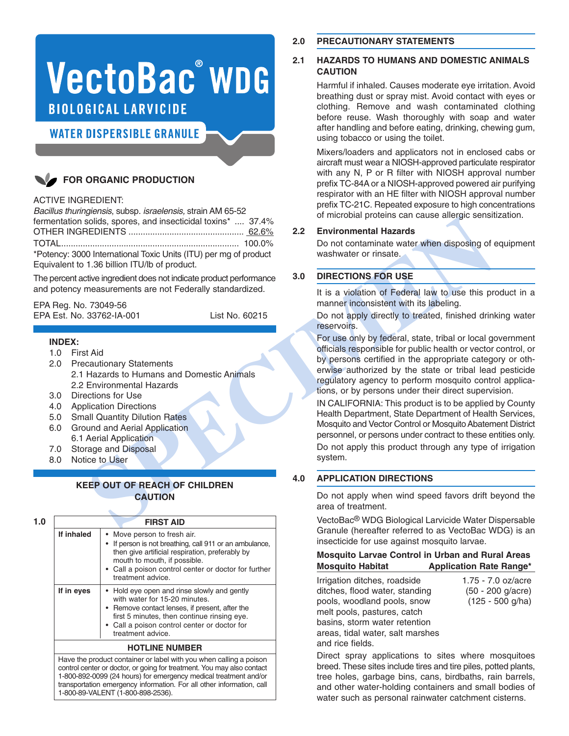# VectoBac® WDG

## BIOLOGICAL LARVICIDE

### WATER DISPERSIBLE GRANULE

**FOR ORGANIC PRODUCTION**

ACTIVE INGREDIENT:

*Bacillus thuringiensis*, subsp. *israelensis,* strain AM 65-52 fermentation solids, spores, and insecticidal toxins* .... 37.4%
OTHER INGREDIENTS ............................................... 62.6%
TOTAL......................................................................... 100.0%

*Potency: 3000 International Toxic Units (ITU) per mg of product Equivalent to 1.36 billion ITU/lb of product.

The percent active ingredient does not indicate product performance and potency measurements are not Federally standardized.

EPA Reg. No. 73049-56
EPA Est. No. 33762-IA-001 List No. 60215

**INDEX:**

1.0 First Aid
2.0 Precautionary Statements
  2.1 Hazards to Humans and Domestic Animals
  2.2 Environmental Hazards
3.0 Directions for Use
4.0 Application Directions
5.0 Small Quantity Dilution Rates
6.0 Ground and Aerial Application
  6.1 Aerial Application
7.0 Storage and Disposal
8.0 Notice to User

**KEEP OUT OF REACH OF CHILDREN**
**CAUTION**

## 1.0 FIRST AID

| | |
|---|---|
| **If inhaled** | • Move person to fresh air.<br>• If person is not breathing, call 911 or an ambulance, then give artificial respiration, preferably by mouth to mouth, if possible.<br>• Call a poison control center or doctor for further treatment advice. |
| **If in eyes** | • Hold eye open and rinse slowly and gently with water for 15-20 minutes.<br>• Remove contact lenses, if present, after the first 5 minutes, then continue rinsing eye.<br>• Call a poison control center or doctor for treatment advice. |

**HOTLINE NUMBER**

Have the product container or label with you when calling a poison control center or doctor, or going for treatment. You may also contact 1-800-892-0099 (24 hours) for emergency medical treatment and/or transportation emergency information. For all other information, call 1-800-89-VALENT (1-800-898-2536).

## 2.0 PRECAUTIONARY STATEMENTS

### 2.1 HAZARDS TO HUMANS AND DOMESTIC ANIMALS CAUTION

Harmful if inhaled. Causes moderate eye irritation. Avoid breathing dust or spray mist. Avoid contact with eyes or clothing. Remove and wash contaminated clothing before reuse. Wash thoroughly with soap and water after handling and before eating, drinking, chewing gum, using tobacco or using the toilet.

Mixers/loaders and applicators not in enclosed cabs or aircraft must wear a NIOSH-approved particulate respirator with any N, P or R filter with NIOSH approval number prefix TC-84A or a NIOSH-approved powered air purifying respirator with an HE filter with NIOSH approval number prefix TC-21C. Repeated exposure to high concentrations of microbial proteins can cause allergic sensitization.

### 2.2 Environmental Hazards

Do not contaminate water when disposing of equipment washwater or rinsate.

## 3.0 DIRECTIONS FOR USE

It is a violation of Federal law to use this product in a manner inconsistent with its labeling.

Do not apply directly to treated, finished drinking water reservoirs.

For use only by federal, state, tribal or local government officials responsible for public health or vector control, or by persons certified in the appropriate category or otherwise authorized by the state or tribal lead pesticide regulatory agency to perform mosquito control applications, or by persons under their direct supervision.

IN CALIFORNIA: This product is to be applied by County Health Department, State Department of Health Services, Mosquito and Vector Control or Mosquito Abatement District personnel, or persons under contract to these entities only.

Do not apply this product through any type of irrigation system.

## 4.0 APPLICATION DIRECTIONS

Do not apply when wind speed favors drift beyond the area of treatment.

VectoBac® WDG Biological Larvicide Water Dispersable Granule (hereafter referred to as VectoBac WDG) is an insecticide for use against mosquito larvae.

**Mosquito Larvae Control in Urban and Rural Areas**

| Mosquito Habitat | Application Rate Range* |
|---|---|
| Irrigation ditches, roadside ditches, flood water, standing pools, woodland pools, snow melt pools, pastures, catch basins, storm water retention areas, tidal water, salt marshes and rice fields. | 1.75 - 7.0 oz/acre<br>(50 - 200 g/acre)<br>(125 - 500 g/ha) |

Direct spray applications to sites where mosquitoes breed. These sites include tires and tire piles, potted plants, tree holes, garbage bins, cans, birdbaths, rain barrels, and other water-holding containers and small bodies of water such as personal rainwater catchment cisterns.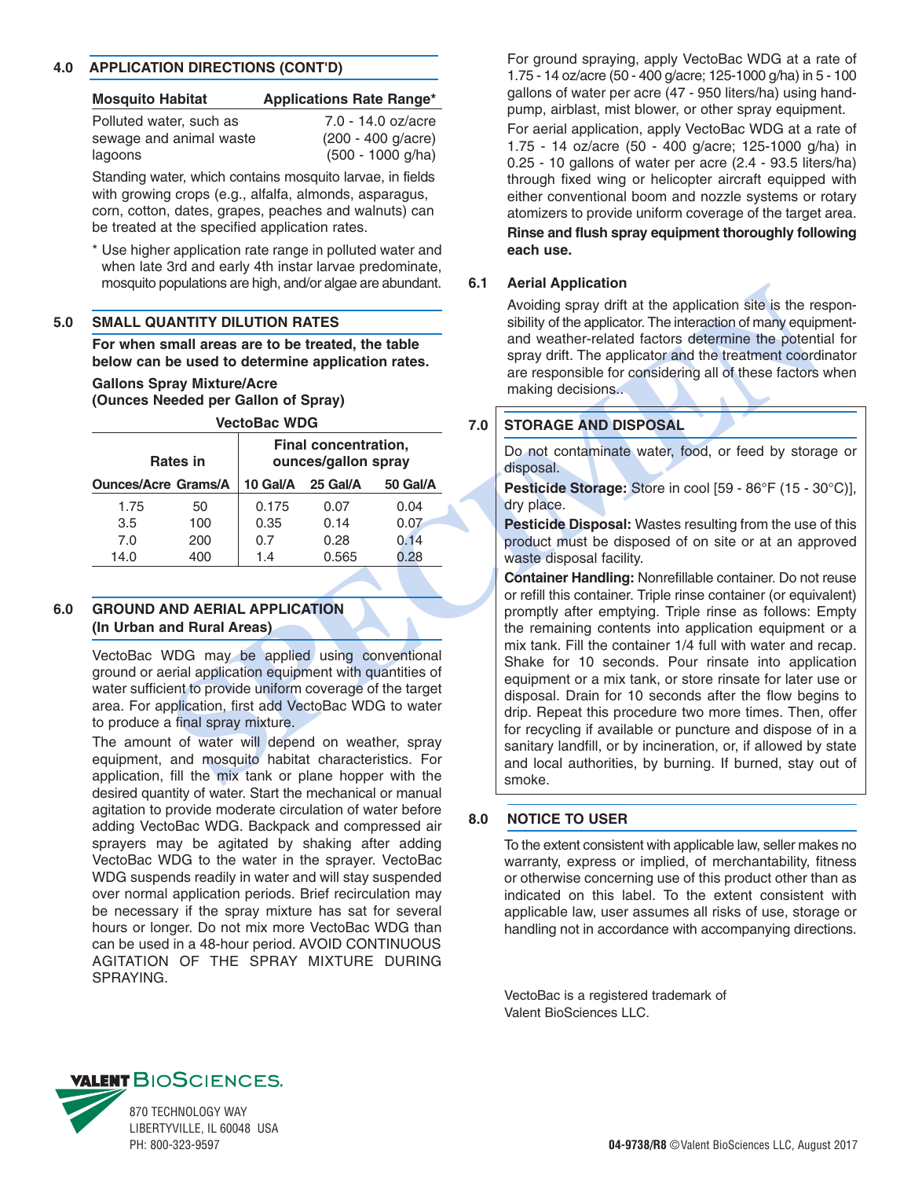## 4.0 APPLICATION DIRECTIONS (CONT'D)

| Mosquito Habitat | Applications Rate Range* |
|---|---|
| Polluted water, such as sewage and animal waste lagoons | 7.0 - 14.0 oz/acre (200 - 400 g/acre) (500 - 1000 g/ha) |

Standing water, which contains mosquito larvae, in fields with growing crops (e.g., alfalfa, almonds, asparagus, corn, cotton, dates, grapes, peaches and walnuts) can be treated at the specified application rates.

* Use higher application rate range in polluted water and when late 3rd and early 4th instar larvae predominate, mosquito populations are high, and/or algae are abundant.

## 5.0 SMALL QUANTITY DILUTION RATES

**For when small areas are to be treated, the table below can be used to determine application rates.**

**Gallons Spray Mixture/Acre (Ounces Needed per Gallon of Spray)**

**VectoBac WDG**

| Rates in | | Final concentration, ounces/gallon spray | | |
|---|---|---|---|---|
| Ounces/Acre | Grams/A | 10 Gal/A | 25 Gal/A | 50 Gal/A |
| 1.75 | 50 | 0.175 | 0.07 | 0.04 |
| 3.5 | 100 | 0.35 | 0.14 | 0.07 |
| 7.0 | 200 | 0.7 | 0.28 | 0.14 |
| 14.0 | 400 | 1.4 | 0.565 | 0.28 |

## 6.0 GROUND AND AERIAL APPLICATION (In Urban and Rural Areas)

VectoBac WDG may be applied using conventional ground or aerial application equipment with quantities of water sufficient to provide uniform coverage of the target area. For application, first add VectoBac WDG to water to produce a final spray mixture.

The amount of water will depend on weather, spray equipment, and mosquito habitat characteristics. For application, fill the mix tank or plane hopper with the desired quantity of water. Start the mechanical or manual agitation to provide moderate circulation of water before adding VectoBac WDG. Backpack and compressed air sprayers may be agitated by shaking after adding VectoBac WDG to the water in the sprayer. VectoBac WDG suspends readily in water and will stay suspended over normal application periods. Brief recirculation may be necessary if the spray mixture has sat for several hours or longer. Do not mix more VectoBac WDG than can be used in a 48-hour period. AVOID CONTINUOUS AGITATION OF THE SPRAY MIXTURE DURING SPRAYING.

For ground spraying, apply VectoBac WDG at a rate of 1.75 - 14 oz/acre (50 - 400 g/acre; 125-1000 g/ha) in 5 - 100 gallons of water per acre (47 - 950 liters/ha) using hand-pump, airblast, mist blower, or other spray equipment.

For aerial application, apply VectoBac WDG at a rate of 1.75 - 14 oz/acre (50 - 400 g/acre; 125-1000 g/ha) in 0.25 - 10 gallons of water per acre (2.4 - 93.5 liters/ha) through fixed wing or helicopter aircraft equipped with either conventional boom and nozzle systems or rotary atomizers to provide uniform coverage of the target area.

**Rinse and flush spray equipment thoroughly following each use.**

### 6.1 Aerial Application

Avoiding spray drift at the application site is the responsibility of the applicator. The interaction of many equipment-and weather-related factors determine the potential for spray drift. The applicator and the treatment coordinator are responsible for considering all of these factors when making decisions..

## 7.0 STORAGE AND DISPOSAL

Do not contaminate water, food, or feed by storage or disposal.

**Pesticide Storage:** Store in cool [59 - 86°F (15 - 30°C)], dry place.

**Pesticide Disposal:** Wastes resulting from the use of this product must be disposed of on site or at an approved waste disposal facility.

**Container Handling:** Nonrefillable container. Do not reuse or refill this container. Triple rinse container (or equivalent) promptly after emptying. Triple rinse as follows: Empty the remaining contents into application equipment or a mix tank. Fill the container 1/4 full with water and recap. Shake for 10 seconds. Pour rinsate into application equipment or a mix tank, or store rinsate for later use or disposal. Drain for 10 seconds after the flow begins to drip. Repeat this procedure two more times. Then, offer for recycling if available or puncture and dispose of in a sanitary landfill, or by incineration, or, if allowed by state and local authorities, by burning. If burned, stay out of smoke.

## 8.0 NOTICE TO USER

To the extent consistent with applicable law, seller makes no warranty, express or implied, of merchantability, fitness or otherwise concerning use of this product other than as indicated on this label. To the extent consistent with applicable law, user assumes all risks of use, storage or handling not in accordance with accompanying directions.

VectoBac is a registered trademark of Valent BioSciences LLC.

VALENT BIOSCIENCES.
870 TECHNOLOGY WAY
LIBERTYVILLE, IL 60048 USA
PH: 800-323-9597

**04-9738/R8** ©Valent BioSciences LLC, August 2017